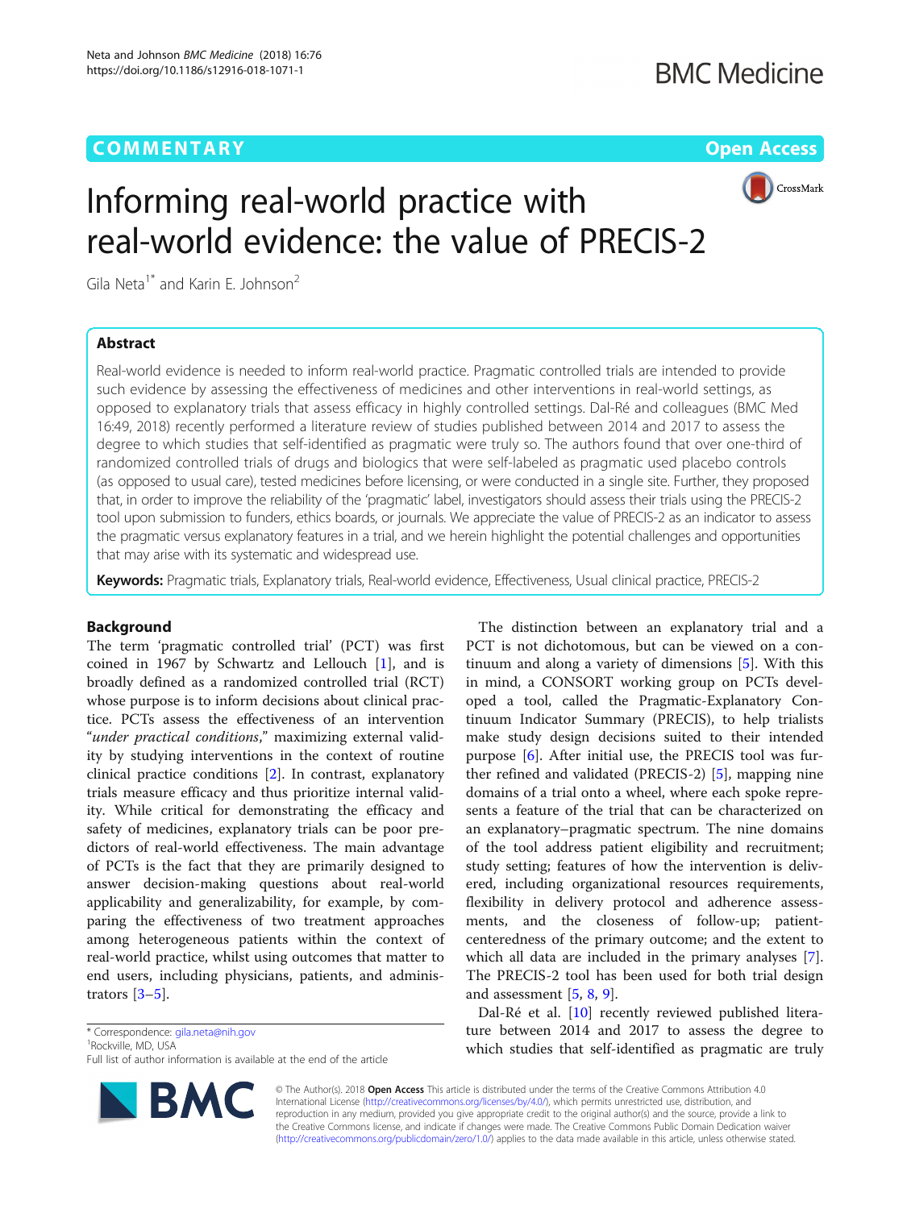COMMENTARY

Open Access

# Informing real-world practice with real-world evidence: the value of PRECIS-2

Gila Neta[1*] and Karin E. Johnson[2]

## Abstract

Real-world evidence is needed to inform real-world practice. Pragmatic controlled trials are intended to provide such evidence by assessing the effectiveness of medicines and other interventions in real-world settings, as opposed to explanatory trials that assess efficacy in highly controlled settings. Dal-Ré and colleagues (BMC Med 16:49, 2018) recently performed a literature review of studies published between 2014 and 2017 to assess the degree to which studies that self-identified as pragmatic were truly so. The authors found that over one-third of randomized controlled trials of drugs and biologics that were self-labeled as pragmatic used placebo controls (as opposed to usual care), tested medicines before licensing, or were conducted in a single site. Further, they proposed that, in order to improve the reliability of the 'pragmatic' label, investigators should assess their trials using the PRECIS-2 tool upon submission to funders, ethics boards, or journals. We appreciate the value of PRECIS-2 as an indicator to assess the pragmatic versus explanatory features in a trial, and we herein highlight the potential challenges and opportunities that may arise with its systematic and widespread use.

**Keywords:** Pragmatic trials, Explanatory trials, Real-world evidence, Effectiveness, Usual clinical practice, PRECIS-2

## Background

The term 'pragmatic controlled trial' (PCT) was first coined in 1967 by Schwartz and Lellouch [1], and is broadly defined as a randomized controlled trial (RCT) whose purpose is to inform decisions about clinical practice. PCTs assess the effectiveness of an intervention "*under practical conditions*," maximizing external validity by studying interventions in the context of routine clinical practice conditions [2]. In contrast, explanatory trials measure efficacy and thus prioritize internal validity. While critical for demonstrating the efficacy and safety of medicines, explanatory trials can be poor predictors of real-world effectiveness. The main advantage of PCTs is the fact that they are primarily designed to answer decision-making questions about real-world applicability and generalizability, for example, by comparing the effectiveness of two treatment approaches among heterogeneous patients within the context of real-world practice, whilst using outcomes that matter to end users, including physicians, patients, and administrators [3–5].

The distinction between an explanatory trial and a PCT is not dichotomous, but can be viewed on a continuum and along a variety of dimensions [5]. With this in mind, a CONSORT working group on PCTs developed a tool, called the Pragmatic-Explanatory Continuum Indicator Summary (PRECIS), to help trialists make study design decisions suited to their intended purpose [6]. After initial use, the PRECIS tool was further refined and validated (PRECIS-2) [5], mapping nine domains of a trial onto a wheel, where each spoke represents a feature of the trial that can be characterized on an explanatory–pragmatic spectrum. The nine domains of the tool address patient eligibility and recruitment; study setting; features of how the intervention is delivered, including organizational resources requirements, flexibility in delivery protocol and adherence assessments, and the closeness of follow-up; patient-centeredness of the primary outcome; and the extent to which all data are included in the primary analyses [7]. The PRECIS-2 tool has been used for both trial design and assessment [5, 8, 9].

Dal-Ré et al. [10] recently reviewed published literature between 2014 and 2017 to assess the degree to which studies that self-identified as pragmatic are truly

\* Correspondence: gila.neta@nih.gov
[1]Rockville, MD, USA
Full list of author information is available at the end of the article

© The Author(s). 2018 **Open Access** This article is distributed under the terms of the Creative Commons Attribution 4.0 International License (http://creativecommons.org/licenses/by/4.0/), which permits unrestricted use, distribution, and reproduction in any medium, provided you give appropriate credit to the original author(s) and the source, provide a link to the Creative Commons license, and indicate if changes were made. The Creative Commons Public Domain Dedication waiver (http://creativecommons.org/publicdomain/zero/1.0/) applies to the data made available in this article, unless otherwise stated.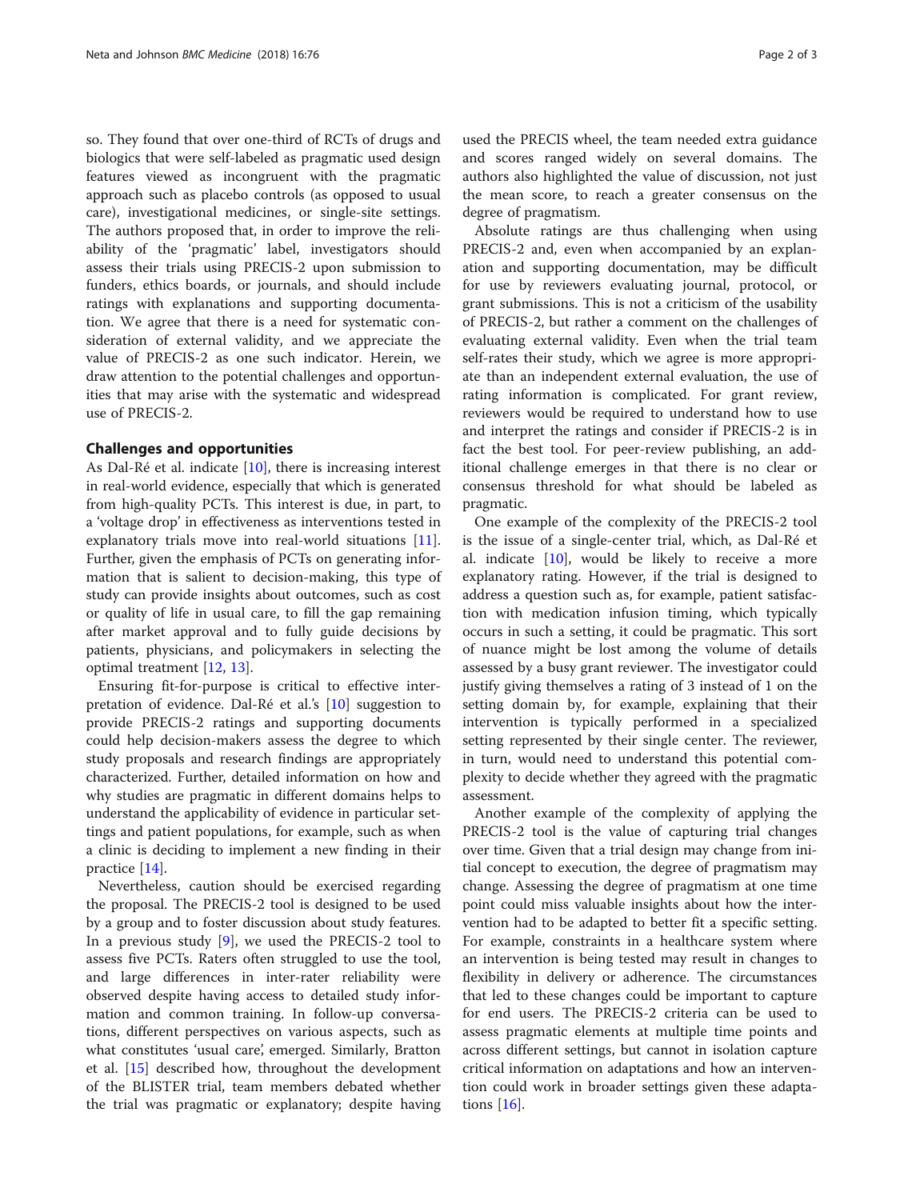so. They found that over one-third of RCTs of drugs and biologics that were self-labeled as pragmatic used design features viewed as incongruent with the pragmatic approach such as placebo controls (as opposed to usual care), investigational medicines, or single-site settings. The authors proposed that, in order to improve the reliability of the 'pragmatic' label, investigators should assess their trials using PRECIS-2 upon submission to funders, ethics boards, or journals, and should include ratings with explanations and supporting documentation. We agree that there is a need for systematic consideration of external validity, and we appreciate the value of PRECIS-2 as one such indicator. Herein, we draw attention to the potential challenges and opportunities that may arise with the systematic and widespread use of PRECIS-2.

## Challenges and opportunities

As Dal-Ré et al. indicate [10], there is increasing interest in real-world evidence, especially that which is generated from high-quality PCTs. This interest is due, in part, to a 'voltage drop' in effectiveness as interventions tested in explanatory trials move into real-world situations [11]. Further, given the emphasis of PCTs on generating information that is salient to decision-making, this type of study can provide insights about outcomes, such as cost or quality of life in usual care, to fill the gap remaining after market approval and to fully guide decisions by patients, physicians, and policymakers in selecting the optimal treatment [12, 13].

Ensuring fit-for-purpose is critical to effective interpretation of evidence. Dal-Ré et al.'s [10] suggestion to provide PRECIS-2 ratings and supporting documents could help decision-makers assess the degree to which study proposals and research findings are appropriately characterized. Further, detailed information on how and why studies are pragmatic in different domains helps to understand the applicability of evidence in particular settings and patient populations, for example, such as when a clinic is deciding to implement a new finding in their practice [14].

Nevertheless, caution should be exercised regarding the proposal. The PRECIS-2 tool is designed to be used by a group and to foster discussion about study features. In a previous study [9], we used the PRECIS-2 tool to assess five PCTs. Raters often struggled to use the tool, and large differences in inter-rater reliability were observed despite having access to detailed study information and common training. In follow-up conversations, different perspectives on various aspects, such as what constitutes 'usual care', emerged. Similarly, Bratton et al. [15] described how, throughout the development of the BLISTER trial, team members debated whether the trial was pragmatic or explanatory; despite having used the PRECIS wheel, the team needed extra guidance and scores ranged widely on several domains. The authors also highlighted the value of discussion, not just the mean score, to reach a greater consensus on the degree of pragmatism.

Absolute ratings are thus challenging when using PRECIS-2 and, even when accompanied by an explanation and supporting documentation, may be difficult for use by reviewers evaluating journal, protocol, or grant submissions. This is not a criticism of the usability of PRECIS-2, but rather a comment on the challenges of evaluating external validity. Even when the trial team self-rates their study, which we agree is more appropriate than an independent external evaluation, the use of rating information is complicated. For grant review, reviewers would be required to understand how to use and interpret the ratings and consider if PRECIS-2 is in fact the best tool. For peer-review publishing, an additional challenge emerges in that there is no clear or consensus threshold for what should be labeled as pragmatic.

One example of the complexity of the PRECIS-2 tool is the issue of a single-center trial, which, as Dal-Ré et al. indicate [10], would be likely to receive a more explanatory rating. However, if the trial is designed to address a question such as, for example, patient satisfaction with medication infusion timing, which typically occurs in such a setting, it could be pragmatic. This sort of nuance might be lost among the volume of details assessed by a busy grant reviewer. The investigator could justify giving themselves a rating of 3 instead of 1 on the setting domain by, for example, explaining that their intervention is typically performed in a specialized setting represented by their single center. The reviewer, in turn, would need to understand this potential complexity to decide whether they agreed with the pragmatic assessment.

Another example of the complexity of applying the PRECIS-2 tool is the value of capturing trial changes over time. Given that a trial design may change from initial concept to execution, the degree of pragmatism may change. Assessing the degree of pragmatism at one time point could miss valuable insights about how the intervention had to be adapted to better fit a specific setting. For example, constraints in a healthcare system where an intervention is being tested may result in changes to flexibility in delivery or adherence. The circumstances that led to these changes could be important to capture for end users. The PRECIS-2 criteria can be used to assess pragmatic elements at multiple time points and across different settings, but cannot in isolation capture critical information on adaptations and how an intervention could work in broader settings given these adaptations [16].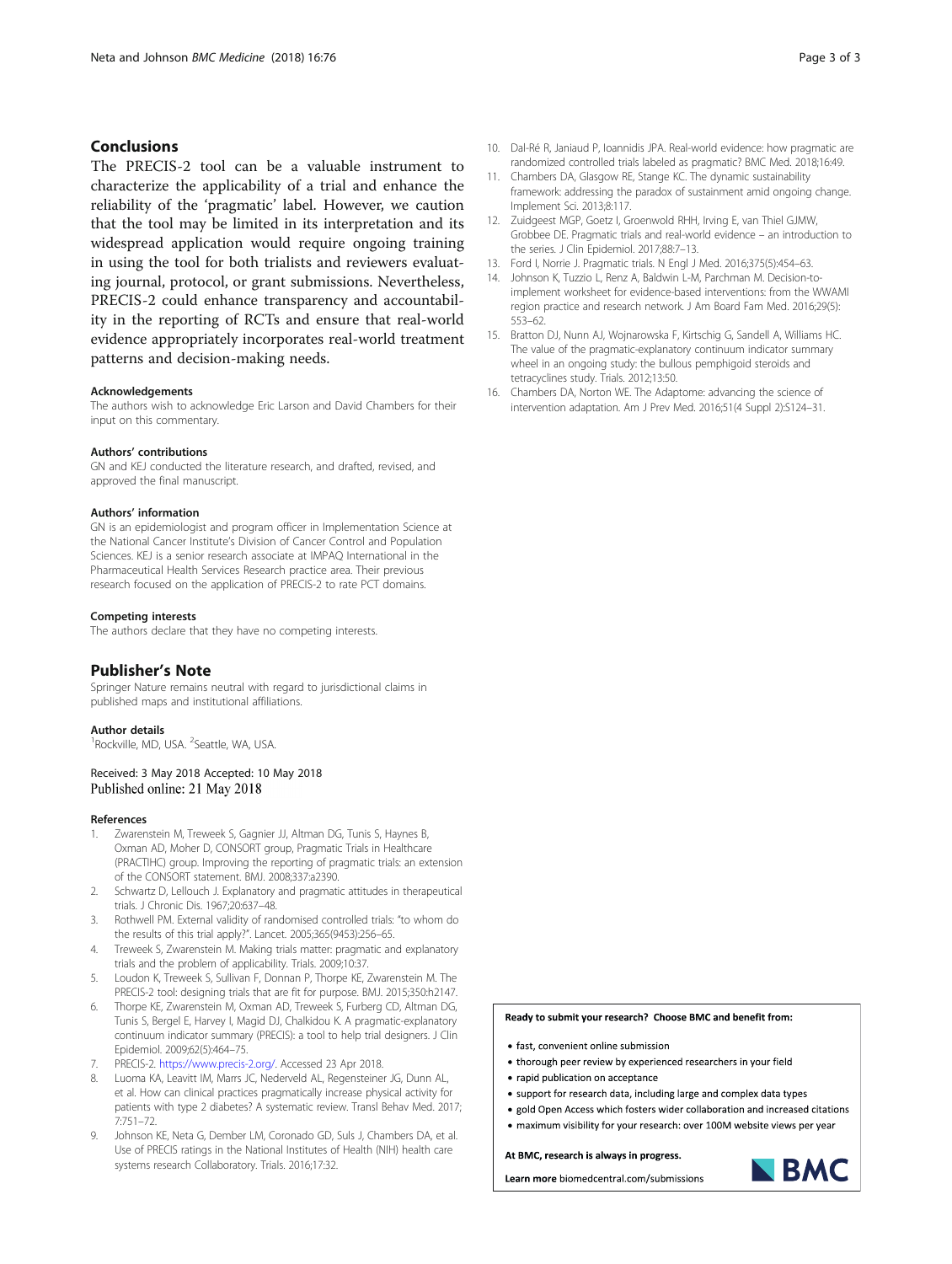## Conclusions

The PRECIS-2 tool can be a valuable instrument to characterize the applicability of a trial and enhance the reliability of the 'pragmatic' label. However, we caution that the tool may be limited in its interpretation and its widespread application would require ongoing training in using the tool for both trialists and reviewers evaluating journal, protocol, or grant submissions. Nevertheless, PRECIS-2 could enhance transparency and accountability in the reporting of RCTs and ensure that real-world evidence appropriately incorporates real-world treatment patterns and decision-making needs.

#### Acknowledgements

The authors wish to acknowledge Eric Larson and David Chambers for their input on this commentary.

#### Authors' contributions

GN and KEJ conducted the literature research, and drafted, revised, and approved the final manuscript.

#### Authors' information

GN is an epidemiologist and program officer in Implementation Science at the National Cancer Institute's Division of Cancer Control and Population Sciences. KEJ is a senior research associate at IMPAQ International in the Pharmaceutical Health Services Research practice area. Their previous research focused on the application of PRECIS-2 to rate PCT domains.

#### Competing interests

The authors declare that they have no competing interests.

## Publisher's Note

Springer Nature remains neutral with regard to jurisdictional claims in published maps and institutional affiliations.

#### Author details

[1]Rockville, MD, USA. [2]Seattle, WA, USA.

Received: 3 May 2018 Accepted: 10 May 2018
Published online: 21 May 2018

#### References

1. Zwarenstein M, Treweek S, Gagnier JJ, Altman DG, Tunis S, Haynes B, Oxman AD, Moher D, CONSORT group, Pragmatic Trials in Healthcare (PRACTIHC) group. Improving the reporting of pragmatic trials: an extension of the CONSORT statement. BMJ. 2008;337:a2390.
2. Schwartz D, Lellouch J. Explanatory and pragmatic attitudes in therapeutical trials. J Chronic Dis. 1967;20:637–48.
3. Rothwell PM. External validity of randomised controlled trials: "to whom do the results of this trial apply?". Lancet. 2005;365(9453):256–65.
4. Treweek S, Zwarenstein M. Making trials matter: pragmatic and explanatory trials and the problem of applicability. Trials. 2009;10:37.
5. Loudon K, Treweek S, Sullivan F, Donnan P, Thorpe KE, Zwarenstein M. The PRECIS-2 tool: designing trials that are fit for purpose. BMJ. 2015;350:h2147.
6. Thorpe KE, Zwarenstein M, Oxman AD, Treweek S, Furberg CD, Altman DG, Tunis S, Bergel E, Harvey I, Magid DJ, Chalkidou K. A pragmatic-explanatory continuum indicator summary (PRECIS): a tool to help trial designers. J Clin Epidemiol. 2009;62(5):464–75.
7. PRECIS-2. https://www.precis-2.org/. Accessed 23 Apr 2018.
8. Luoma KA, Leavitt IM, Marrs JC, Nederveld AL, Regensteiner JG, Dunn AL, et al. How can clinical practices pragmatically increase physical activity for patients with type 2 diabetes? A systematic review. Transl Behav Med. 2017; 7:751–72.
9. Johnson KE, Neta G, Dember LM, Coronado GD, Suls J, Chambers DA, et al. Use of PRECIS ratings in the National Institutes of Health (NIH) health care systems research Collaboratory. Trials. 2016;17:32.
10. Dal-Ré R, Janiaud P, Ioannidis JPA. Real-world evidence: how pragmatic are randomized controlled trials labeled as pragmatic? BMC Med. 2018;16:49.
11. Chambers DA, Glasgow RE, Stange KC. The dynamic sustainability framework: addressing the paradox of sustainment amid ongoing change. Implement Sci. 2013;8:117.
12. Zuidgeest MGP, Goetz I, Groenwold RHH, Irving E, van Thiel GJMW, Grobbee DE. Pragmatic trials and real-world evidence – an introduction to the series. J Clin Epidemiol. 2017;88:7–13.
13. Ford I, Norrie J. Pragmatic trials. N Engl J Med. 2016;375(5):454–63.
14. Johnson K, Tuzzio L, Renz A, Baldwin L-M, Parchman M. Decision-to-implement worksheet for evidence-based interventions: from the WWAMI region practice and research network. J Am Board Fam Med. 2016;29(5): 553–62.
15. Bratton DJ, Nunn AJ, Wojnarowska F, Kirtschig G, Sandell A, Williams HC. The value of the pragmatic-explanatory continuum indicator summary wheel in an ongoing study: the bullous pemphigoid steroids and tetracyclines study. Trials. 2012;13:50.
16. Chambers DA, Norton WE. The Adaptome: advancing the science of intervention adaptation. Am J Prev Med. 2016;51(4 Suppl 2):S124–31.

**Ready to submit your research? Choose BMC and benefit from:**

- fast, convenient online submission
- thorough peer review by experienced researchers in your field
- rapid publication on acceptance
- support for research data, including large and complex data types
- gold Open Access which fosters wider collaboration and increased citations
- maximum visibility for your research: over 100M website views per year

**At BMC, research is always in progress.**

**Learn more** biomedcentral.com/submissions

BMC